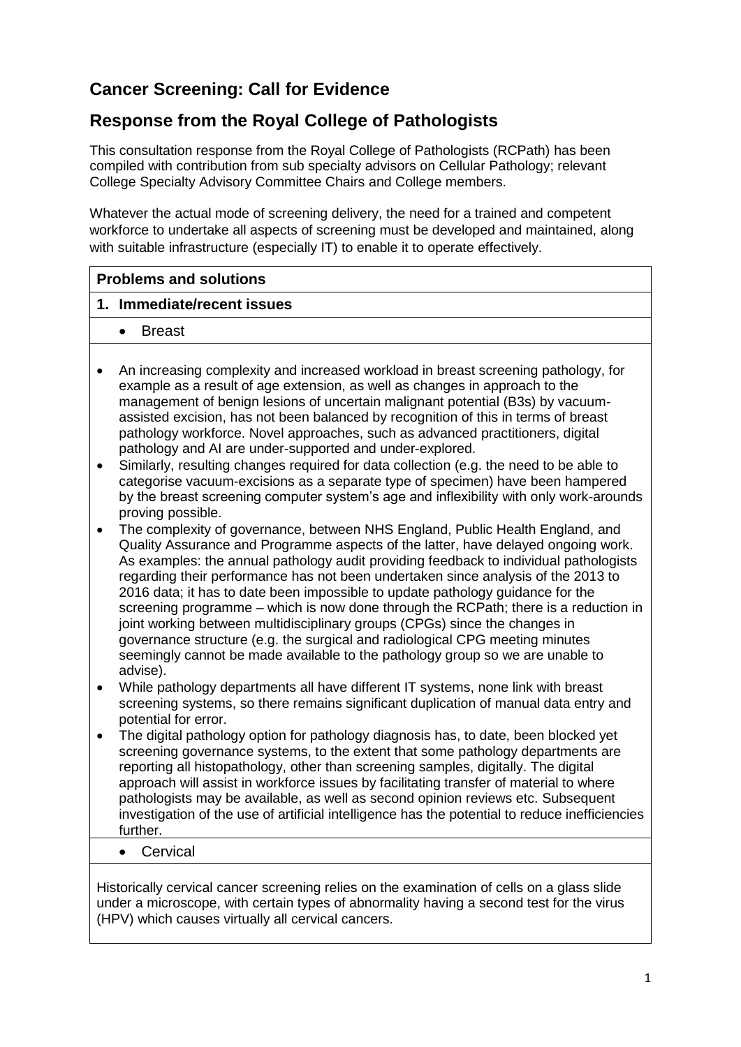# Cancer Screening: Call for Evidence

## Response from the Royal College of Pathologists

This consultation response from the Royal College of Pathologists (RCPath) has been compiled with contribution from sub specialty advisors on Cellular Pathology; relevant College Specialty Advisory Committee Chairs and College members.

Whatever the actual mode of screening delivery, the need for a trained and competent workforce to undertake all aspects of screening must be developed and maintained, along with suitable infrastructure (especially IT) to enable it to operate effectively.

### Problems and solutions

#### 1. Immediate/recent issues

- **Breast**

- An increasing complexity and increased workload in breast screening pathology, for example as a result of age extension, as well as changes in approach to the management of benign lesions of uncertain malignant potential (B3s) by vacuum-assisted excision, has not been balanced by recognition of this in terms of breast pathology workforce. Novel approaches, such as advanced practitioners, digital pathology and AI are under-supported and under-explored.
- Similarly, resulting changes required for data collection (e.g. the need to be able to categorise vacuum-excisions as a separate type of specimen) have been hampered by the breast screening computer system's age and inflexibility with only work-arounds proving possible.
- The complexity of governance, between NHS England, Public Health England, and Quality Assurance and Programme aspects of the latter, have delayed ongoing work. As examples: the annual pathology audit providing feedback to individual pathologists regarding their performance has not been undertaken since analysis of the 2013 to 2016 data; it has to date been impossible to update pathology guidance for the screening programme – which is now done through the RCPath; there is a reduction in joint working between multidisciplinary groups (CPGs) since the changes in governance structure (e.g. the surgical and radiological CPG meeting minutes seemingly cannot be made available to the pathology group so we are unable to advise).
- While pathology departments all have different IT systems, none link with breast screening systems, so there remains significant duplication of manual data entry and potential for error.
- The digital pathology option for pathology diagnosis has, to date, been blocked yet screening governance systems, to the extent that some pathology departments are reporting all histopathology, other than screening samples, digitally. The digital approach will assist in workforce issues by facilitating transfer of material to where pathologists may be available, as well as second opinion reviews etc. Subsequent investigation of the use of artificial intelligence has the potential to reduce inefficiencies further.

- **Cervical**

Historically cervical cancer screening relies on the examination of cells on a glass slide under a microscope, with certain types of abnormality having a second test for the virus (HPV) which causes virtually all cervical cancers.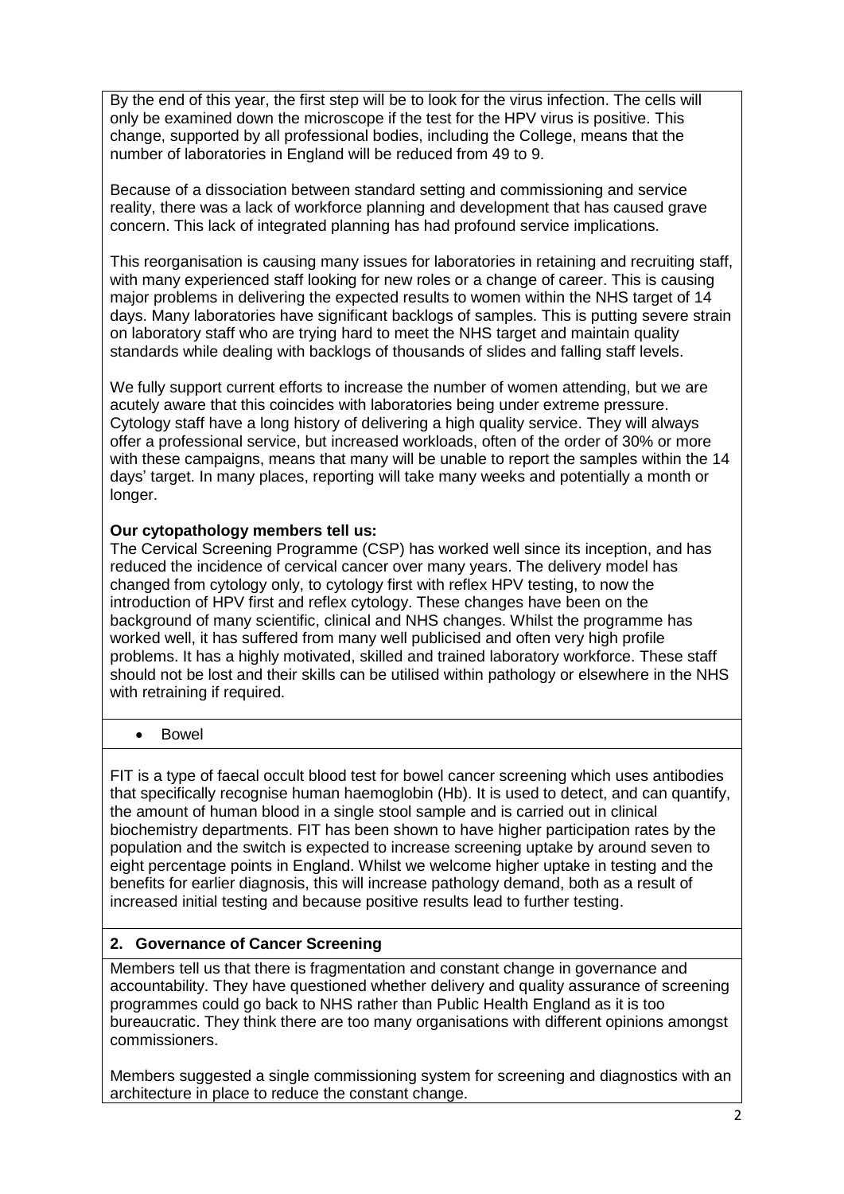By the end of this year, the first step will be to look for the virus infection. The cells will only be examined down the microscope if the test for the HPV virus is positive. This change, supported by all professional bodies, including the College, means that the number of laboratories in England will be reduced from 49 to 9.

Because of a dissociation between standard setting and commissioning and service reality, there was a lack of workforce planning and development that has caused grave concern. This lack of integrated planning has had profound service implications.

This reorganisation is causing many issues for laboratories in retaining and recruiting staff, with many experienced staff looking for new roles or a change of career. This is causing major problems in delivering the expected results to women within the NHS target of 14 days. Many laboratories have significant backlogs of samples. This is putting severe strain on laboratory staff who are trying hard to meet the NHS target and maintain quality standards while dealing with backlogs of thousands of slides and falling staff levels.

We fully support current efforts to increase the number of women attending, but we are acutely aware that this coincides with laboratories being under extreme pressure. Cytology staff have a long history of delivering a high quality service. They will always offer a professional service, but increased workloads, often of the order of 30% or more with these campaigns, means that many will be unable to report the samples within the 14 days' target. In many places, reporting will take many weeks and potentially a month or longer.

**Our cytopathology members tell us:**
The Cervical Screening Programme (CSP) has worked well since its inception, and has reduced the incidence of cervical cancer over many years. The delivery model has changed from cytology only, to cytology first with reflex HPV testing, to now the introduction of HPV first and reflex cytology. These changes have been on the background of many scientific, clinical and NHS changes. Whilst the programme has worked well, it has suffered from many well publicised and often very high profile problems. It has a highly motivated, skilled and trained laboratory workforce. These staff should not be lost and their skills can be utilised within pathology or elsewhere in the NHS with retraining if required.

- Bowel

FIT is a type of faecal occult blood test for bowel cancer screening which uses antibodies that specifically recognise human haemoglobin (Hb). It is used to detect, and can quantify, the amount of human blood in a single stool sample and is carried out in clinical biochemistry departments. FIT has been shown to have higher participation rates by the population and the switch is expected to increase screening uptake by around seven to eight percentage points in England. Whilst we welcome higher uptake in testing and the benefits for earlier diagnosis, this will increase pathology demand, both as a result of increased initial testing and because positive results lead to further testing.

## 2. Governance of Cancer Screening

Members tell us that there is fragmentation and constant change in governance and accountability. They have questioned whether delivery and quality assurance of screening programmes could go back to NHS rather than Public Health England as it is too bureaucratic. They think there are too many organisations with different opinions amongst commissioners.

Members suggested a single commissioning system for screening and diagnostics with an architecture in place to reduce the constant change.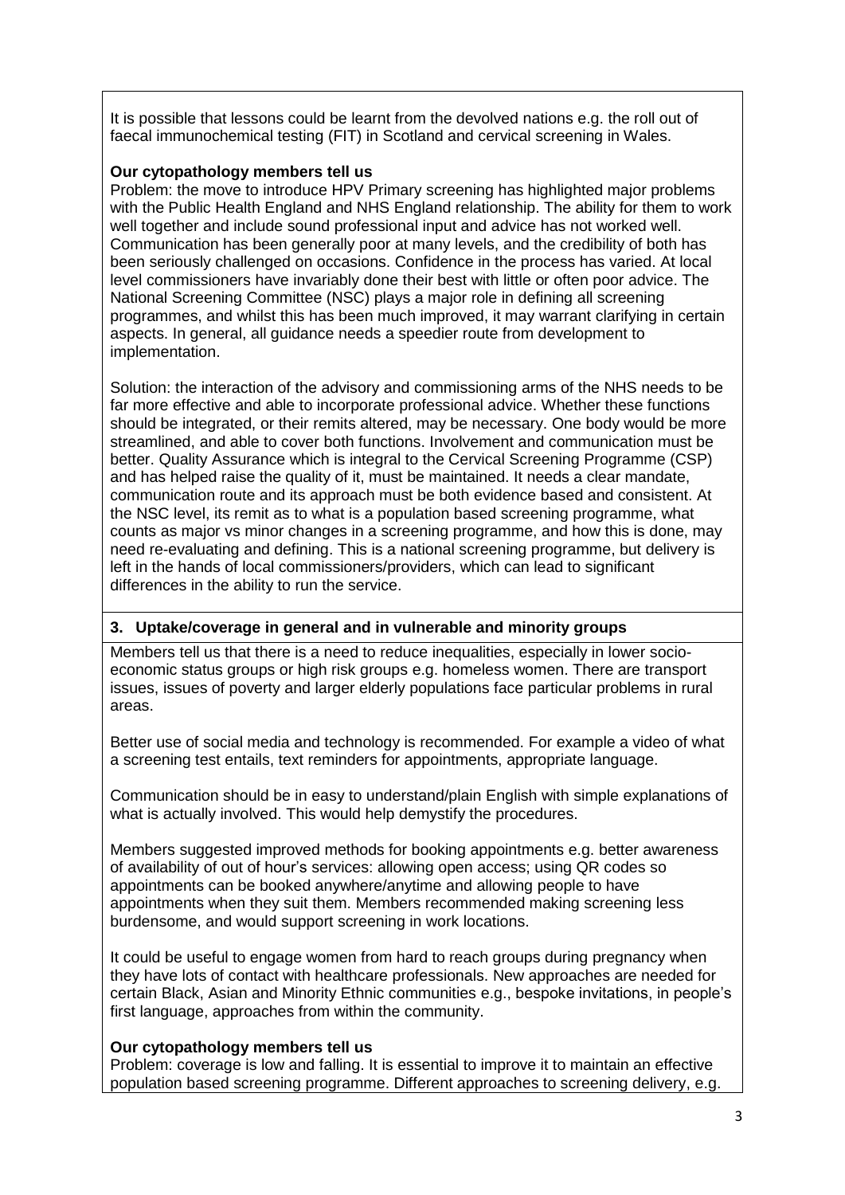It is possible that lessons could be learnt from the devolved nations e.g. the roll out of faecal immunochemical testing (FIT) in Scotland and cervical screening in Wales.

**Our cytopathology members tell us**

Problem: the move to introduce HPV Primary screening has highlighted major problems with the Public Health England and NHS England relationship. The ability for them to work well together and include sound professional input and advice has not worked well. Communication has been generally poor at many levels, and the credibility of both has been seriously challenged on occasions. Confidence in the process has varied. At local level commissioners have invariably done their best with little or often poor advice. The National Screening Committee (NSC) plays a major role in defining all screening programmes, and whilst this has been much improved, it may warrant clarifying in certain aspects. In general, all guidance needs a speedier route from development to implementation.

Solution: the interaction of the advisory and commissioning arms of the NHS needs to be far more effective and able to incorporate professional advice. Whether these functions should be integrated, or their remits altered, may be necessary. One body would be more streamlined, and able to cover both functions. Involvement and communication must be better. Quality Assurance which is integral to the Cervical Screening Programme (CSP) and has helped raise the quality of it, must be maintained. It needs a clear mandate, communication route and its approach must be both evidence based and consistent. At the NSC level, its remit as to what is a population based screening programme, what counts as major vs minor changes in a screening programme, and how this is done, may need re-evaluating and defining. This is a national screening programme, but delivery is left in the hands of local commissioners/providers, which can lead to significant differences in the ability to run the service.

## 3. Uptake/coverage in general and in vulnerable and minority groups

Members tell us that there is a need to reduce inequalities, especially in lower socio-economic status groups or high risk groups e.g. homeless women. There are transport issues, issues of poverty and larger elderly populations face particular problems in rural areas.

Better use of social media and technology is recommended. For example a video of what a screening test entails, text reminders for appointments, appropriate language.

Communication should be in easy to understand/plain English with simple explanations of what is actually involved. This would help demystify the procedures.

Members suggested improved methods for booking appointments e.g. better awareness of availability of out of hour's services: allowing open access; using QR codes so appointments can be booked anywhere/anytime and allowing people to have appointments when they suit them. Members recommended making screening less burdensome, and would support screening in work locations.

It could be useful to engage women from hard to reach groups during pregnancy when they have lots of contact with healthcare professionals. New approaches are needed for certain Black, Asian and Minority Ethnic communities e.g., bespoke invitations, in people's first language, approaches from within the community.

**Our cytopathology members tell us**

Problem: coverage is low and falling. It is essential to improve it to maintain an effective population based screening programme. Different approaches to screening delivery, e.g.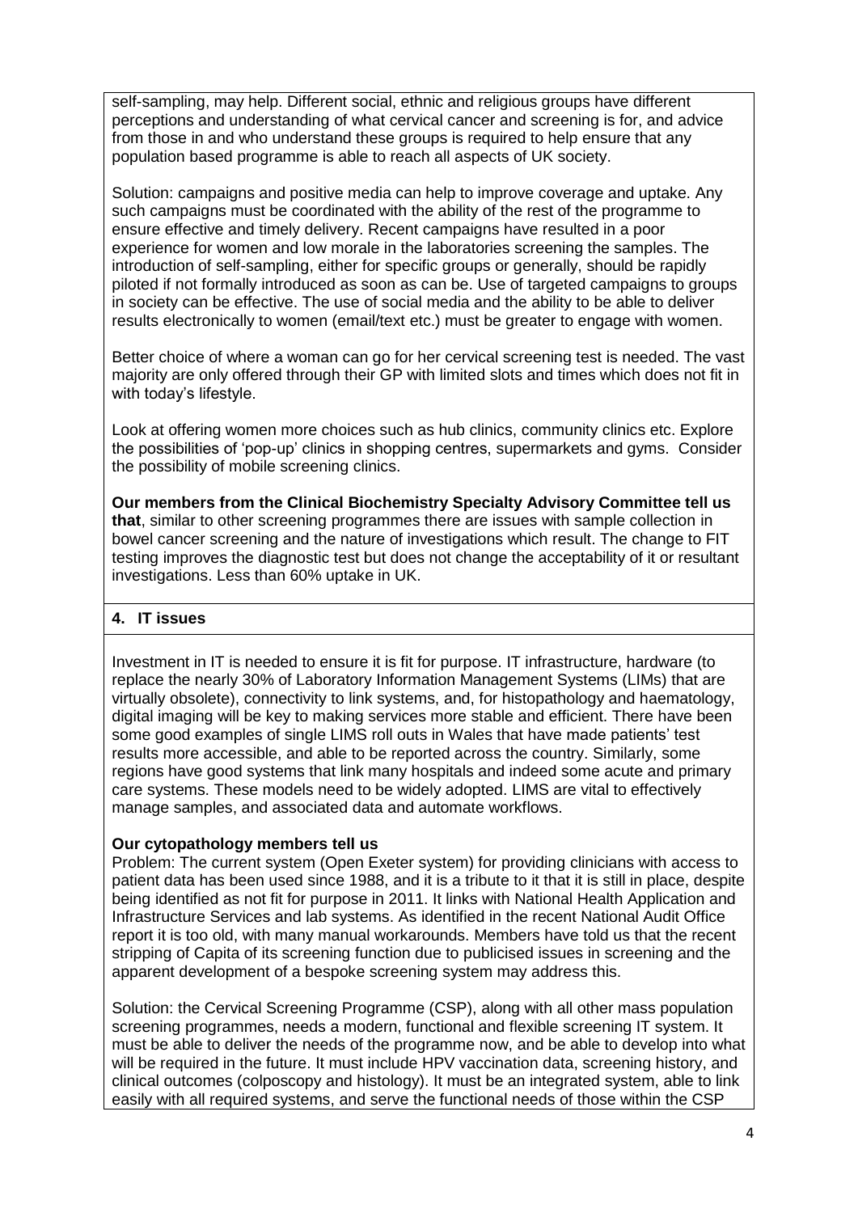self-sampling, may help. Different social, ethnic and religious groups have different perceptions and understanding of what cervical cancer and screening is for, and advice from those in and who understand these groups is required to help ensure that any population based programme is able to reach all aspects of UK society.

Solution: campaigns and positive media can help to improve coverage and uptake. Any such campaigns must be coordinated with the ability of the rest of the programme to ensure effective and timely delivery. Recent campaigns have resulted in a poor experience for women and low morale in the laboratories screening the samples. The introduction of self-sampling, either for specific groups or generally, should be rapidly piloted if not formally introduced as soon as can be. Use of targeted campaigns to groups in society can be effective. The use of social media and the ability to be able to deliver results electronically to women (email/text etc.) must be greater to engage with women.

Better choice of where a woman can go for her cervical screening test is needed. The vast majority are only offered through their GP with limited slots and times which does not fit in with today's lifestyle.

Look at offering women more choices such as hub clinics, community clinics etc. Explore the possibilities of 'pop-up' clinics in shopping centres, supermarkets and gyms. Consider the possibility of mobile screening clinics.

**Our members from the Clinical Biochemistry Specialty Advisory Committee tell us that**, similar to other screening programmes there are issues with sample collection in bowel cancer screening and the nature of investigations which result. The change to FIT testing improves the diagnostic test but does not change the acceptability of it or resultant investigations. Less than 60% uptake in UK.

## 4. IT issues

Investment in IT is needed to ensure it is fit for purpose. IT infrastructure, hardware (to replace the nearly 30% of Laboratory Information Management Systems (LIMs) that are virtually obsolete), connectivity to link systems, and, for histopathology and haematology, digital imaging will be key to making services more stable and efficient. There have been some good examples of single LIMS roll outs in Wales that have made patients' test results more accessible, and able to be reported across the country. Similarly, some regions have good systems that link many hospitals and indeed some acute and primary care systems. These models need to be widely adopted. LIMS are vital to effectively manage samples, and associated data and automate workflows.

**Our cytopathology members tell us**

Problem: The current system (Open Exeter system) for providing clinicians with access to patient data has been used since 1988, and it is a tribute to it that it is still in place, despite being identified as not fit for purpose in 2011. It links with National Health Application and Infrastructure Services and lab systems. As identified in the recent National Audit Office report it is too old, with many manual workarounds. Members have told us that the recent stripping of Capita of its screening function due to publicised issues in screening and the apparent development of a bespoke screening system may address this.

Solution: the Cervical Screening Programme (CSP), along with all other mass population screening programmes, needs a modern, functional and flexible screening IT system. It must be able to deliver the needs of the programme now, and be able to develop into what will be required in the future. It must include HPV vaccination data, screening history, and clinical outcomes (colposcopy and histology). It must be an integrated system, able to link easily with all required systems, and serve the functional needs of those within the CSP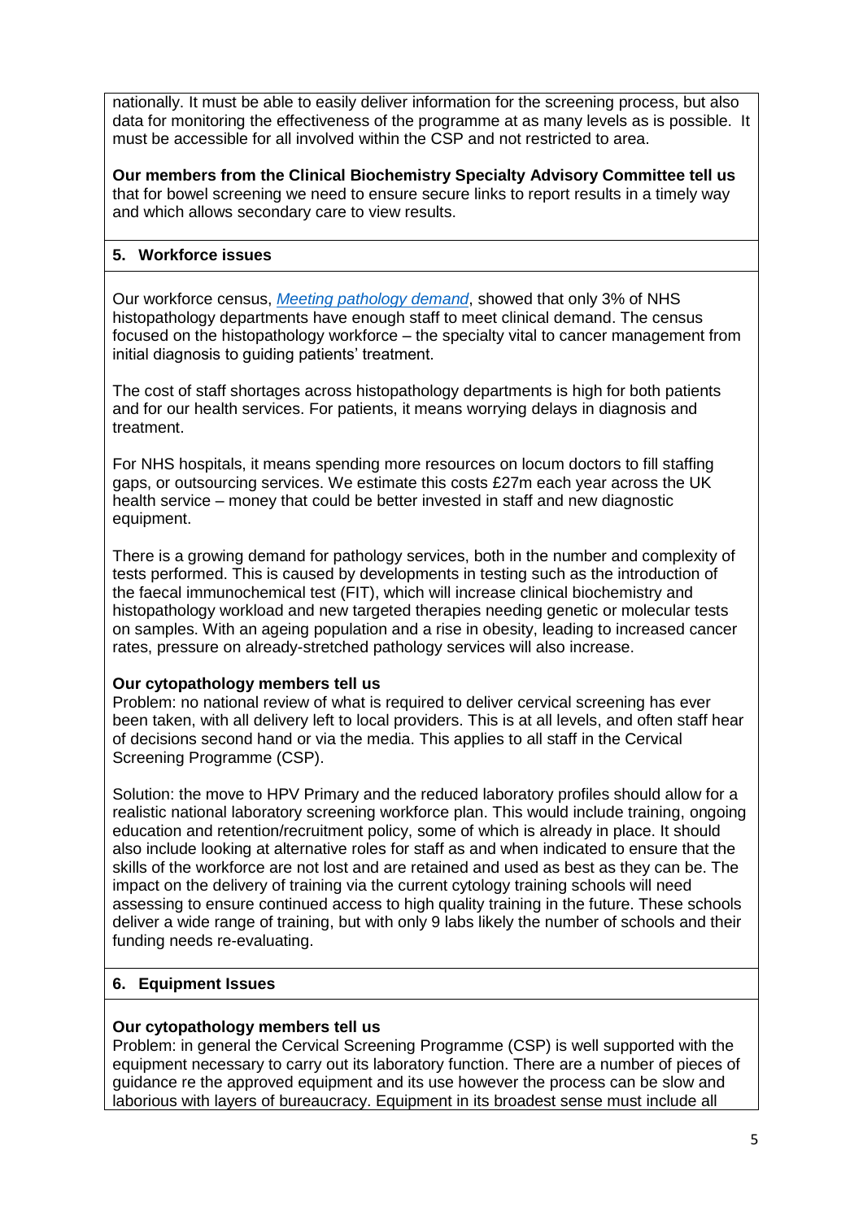nationally. It must be able to easily deliver information for the screening process, but also data for monitoring the effectiveness of the programme at as many levels as is possible. It must be accessible for all involved within the CSP and not restricted to area.

**Our members from the Clinical Biochemistry Specialty Advisory Committee tell us** that for bowel screening we need to ensure secure links to report results in a timely way and which allows secondary care to view results.

## 5. Workforce issues

Our workforce census, *Meeting pathology demand*, showed that only 3% of NHS histopathology departments have enough staff to meet clinical demand. The census focused on the histopathology workforce – the specialty vital to cancer management from initial diagnosis to guiding patients' treatment.

The cost of staff shortages across histopathology departments is high for both patients and for our health services. For patients, it means worrying delays in diagnosis and treatment.

For NHS hospitals, it means spending more resources on locum doctors to fill staffing gaps, or outsourcing services. We estimate this costs £27m each year across the UK health service – money that could be better invested in staff and new diagnostic equipment.

There is a growing demand for pathology services, both in the number and complexity of tests performed. This is caused by developments in testing such as the introduction of the faecal immunochemical test (FIT), which will increase clinical biochemistry and histopathology workload and new targeted therapies needing genetic or molecular tests on samples. With an ageing population and a rise in obesity, leading to increased cancer rates, pressure on already-stretched pathology services will also increase.

**Our cytopathology members tell us**
Problem: no national review of what is required to deliver cervical screening has ever been taken, with all delivery left to local providers. This is at all levels, and often staff hear of decisions second hand or via the media. This applies to all staff in the Cervical Screening Programme (CSP).

Solution: the move to HPV Primary and the reduced laboratory profiles should allow for a realistic national laboratory screening workforce plan. This would include training, ongoing education and retention/recruitment policy, some of which is already in place. It should also include looking at alternative roles for staff as and when indicated to ensure that the skills of the workforce are not lost and are retained and used as best as they can be. The impact on the delivery of training via the current cytology training schools will need assessing to ensure continued access to high quality training in the future. These schools deliver a wide range of training, but with only 9 labs likely the number of schools and their funding needs re-evaluating.

## 6. Equipment Issues

**Our cytopathology members tell us**
Problem: in general the Cervical Screening Programme (CSP) is well supported with the equipment necessary to carry out its laboratory function. There are a number of pieces of guidance re the approved equipment and its use however the process can be slow and laborious with layers of bureaucracy. Equipment in its broadest sense must include all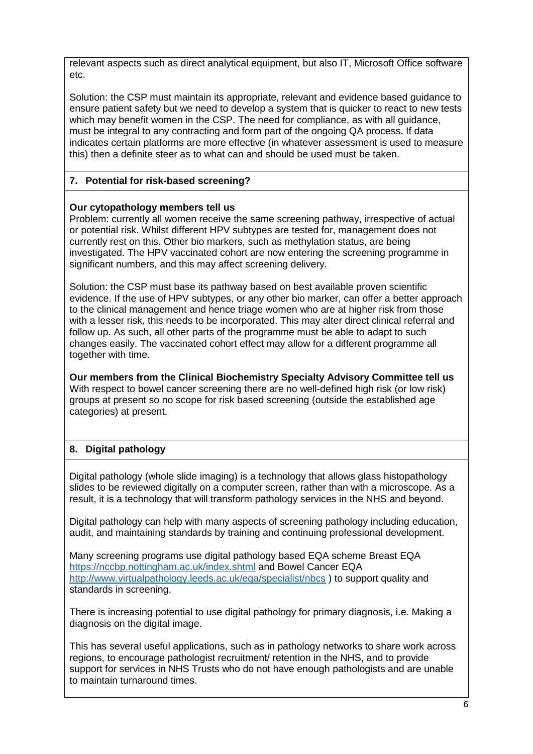relevant aspects such as direct analytical equipment, but also IT, Microsoft Office software etc.

Solution: the CSP must maintain its appropriate, relevant and evidence based guidance to ensure patient safety but we need to develop a system that is quicker to react to new tests which may benefit women in the CSP. The need for compliance, as with all guidance, must be integral to any contracting and form part of the ongoing QA process. If data indicates certain platforms are more effective (in whatever assessment is used to measure this) then a definite steer as to what can and should be used must be taken.

### 7. Potential for risk-based screening?

**Our cytopathology members tell us**

Problem: currently all women receive the same screening pathway, irrespective of actual or potential risk. Whilst different HPV subtypes are tested for, management does not currently rest on this. Other bio markers, such as methylation status, are being investigated. The HPV vaccinated cohort are now entering the screening programme in significant numbers, and this may affect screening delivery.

Solution: the CSP must base its pathway based on best available proven scientific evidence. If the use of HPV subtypes, or any other bio marker, can offer a better approach to the clinical management and hence triage women who are at higher risk from those with a lesser risk, this needs to be incorporated. This may alter direct clinical referral and follow up. As such, all other parts of the programme must be able to adapt to such changes easily. The vaccinated cohort effect may allow for a different programme all together with time.

**Our members from the Clinical Biochemistry Specialty Advisory Committee tell us**

With respect to bowel cancer screening there are no well-defined high risk (or low risk) groups at present so no scope for risk based screening (outside the established age categories) at present.

### 8. Digital pathology

Digital pathology (whole slide imaging) is a technology that allows glass histopathology slides to be reviewed digitally on a computer screen, rather than with a microscope. As a result, it is a technology that will transform pathology services in the NHS and beyond.

Digital pathology can help with many aspects of screening pathology including education, audit, and maintaining standards by training and continuing professional development.

Many screening programs use digital pathology based EQA scheme Breast EQA https://nccbp.nottingham.ac.uk/index.shtml and Bowel Cancer EQA http://www.virtualpathology.leeds.ac.uk/eqa/specialist/nbcs ) to support quality and standards in screening.

There is increasing potential to use digital pathology for primary diagnosis, i.e. Making a diagnosis on the digital image.

This has several useful applications, such as in pathology networks to share work across regions, to encourage pathologist recruitment/ retention in the NHS, and to provide support for services in NHS Trusts who do not have enough pathologists and are unable to maintain turnaround times.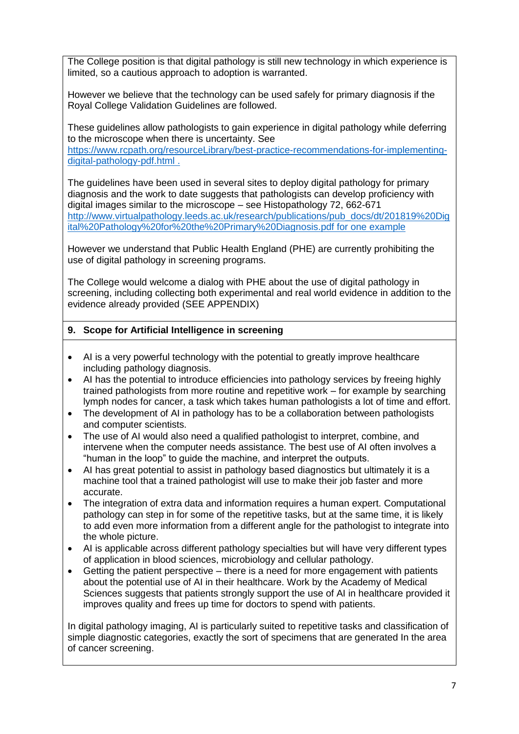The College position is that digital pathology is still new technology in which experience is limited, so a cautious approach to adoption is warranted.

However we believe that the technology can be used safely for primary diagnosis if the Royal College Validation Guidelines are followed.

These guidelines allow pathologists to gain experience in digital pathology while deferring to the microscope when there is uncertainty. See https://www.rcpath.org/resourceLibrary/best-practice-recommendations-for-implementing-digital-pathology-pdf.html .

The guidelines have been used in several sites to deploy digital pathology for primary diagnosis and the work to date suggests that pathologists can develop proficiency with digital images similar to the microscope – see Histopathology 72, 662-671 http://www.virtualpathology.leeds.ac.uk/research/publications/pub_docs/dt/201819%20Digital%20Pathology%20for%20the%20Primary%20Diagnosis.pdf for one example

However we understand that Public Health England (PHE) are currently prohibiting the use of digital pathology in screening programs.

The College would welcome a dialog with PHE about the use of digital pathology in screening, including collecting both experimental and real world evidence in addition to the evidence already provided (SEE APPENDIX)

## 9. Scope for Artificial Intelligence in screening

- AI is a very powerful technology with the potential to greatly improve healthcare including pathology diagnosis.
- AI has the potential to introduce efficiencies into pathology services by freeing highly trained pathologists from more routine and repetitive work – for example by searching lymph nodes for cancer, a task which takes human pathologists a lot of time and effort.
- The development of AI in pathology has to be a collaboration between pathologists and computer scientists.
- The use of AI would also need a qualified pathologist to interpret, combine, and intervene when the computer needs assistance. The best use of AI often involves a "human in the loop" to guide the machine, and interpret the outputs.
- AI has great potential to assist in pathology based diagnostics but ultimately it is a machine tool that a trained pathologist will use to make their job faster and more accurate.
- The integration of extra data and information requires a human expert. Computational pathology can step in for some of the repetitive tasks, but at the same time, it is likely to add even more information from a different angle for the pathologist to integrate into the whole picture.
- AI is applicable across different pathology specialties but will have very different types of application in blood sciences, microbiology and cellular pathology.
- Getting the patient perspective – there is a need for more engagement with patients about the potential use of AI in their healthcare. Work by the Academy of Medical Sciences suggests that patients strongly support the use of AI in healthcare provided it improves quality and frees up time for doctors to spend with patients.

In digital pathology imaging, AI is particularly suited to repetitive tasks and classification of simple diagnostic categories, exactly the sort of specimens that are generated In the area of cancer screening.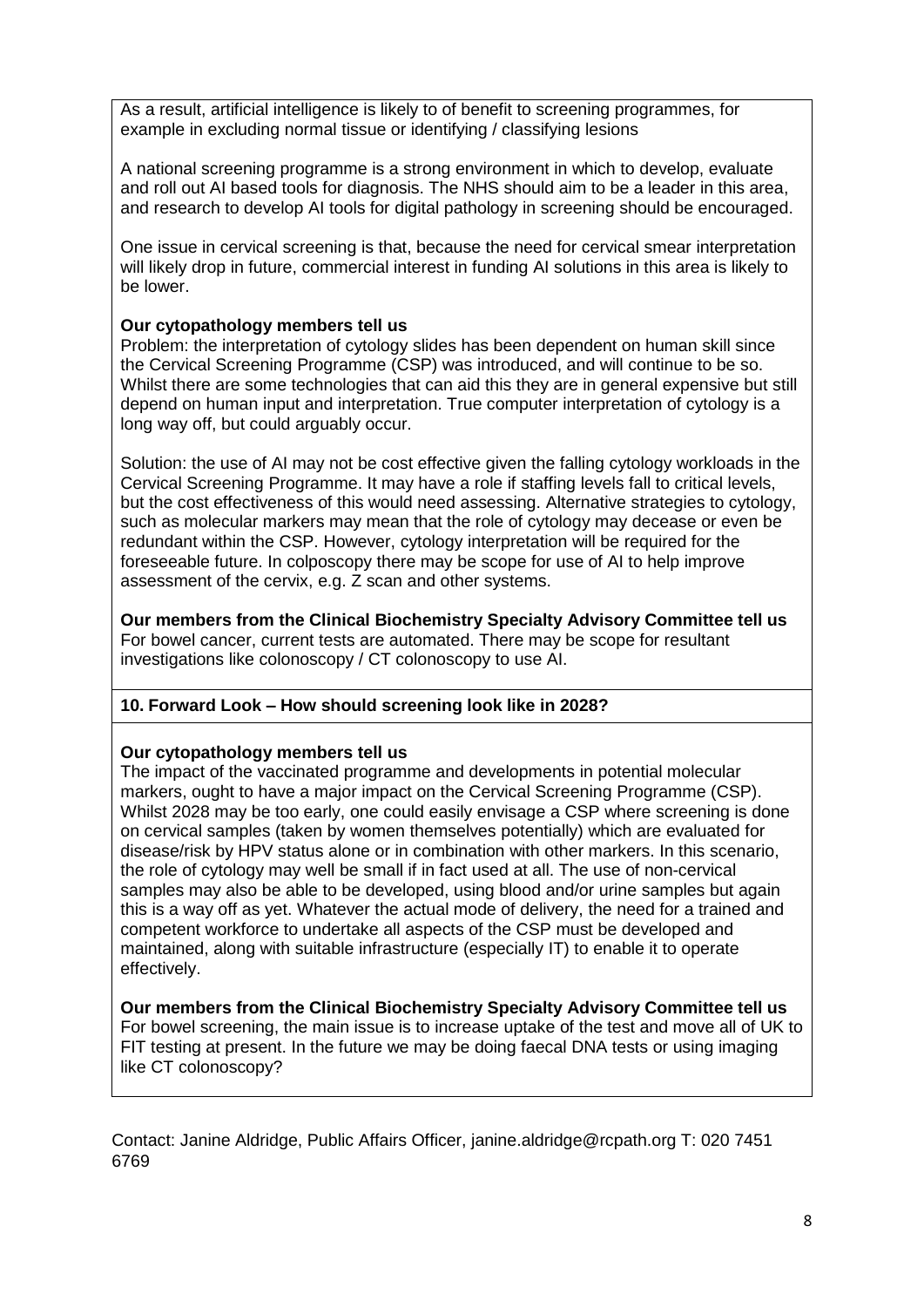As a result, artificial intelligence is likely to of benefit to screening programmes, for example in excluding normal tissue or identifying / classifying lesions

A national screening programme is a strong environment in which to develop, evaluate and roll out AI based tools for diagnosis. The NHS should aim to be a leader in this area, and research to develop AI tools for digital pathology in screening should be encouraged.

One issue in cervical screening is that, because the need for cervical smear interpretation will likely drop in future, commercial interest in funding AI solutions in this area is likely to be lower.

**Our cytopathology members tell us**
Problem: the interpretation of cytology slides has been dependent on human skill since the Cervical Screening Programme (CSP) was introduced, and will continue to be so. Whilst there are some technologies that can aid this they are in general expensive but still depend on human input and interpretation. True computer interpretation of cytology is a long way off, but could arguably occur.

Solution: the use of AI may not be cost effective given the falling cytology workloads in the Cervical Screening Programme. It may have a role if staffing levels fall to critical levels, but the cost effectiveness of this would need assessing. Alternative strategies to cytology, such as molecular markers may mean that the role of cytology may decease or even be redundant within the CSP. However, cytology interpretation will be required for the foreseeable future. In colposcopy there may be scope for use of AI to help improve assessment of the cervix, e.g. Z scan and other systems.

**Our members from the Clinical Biochemistry Specialty Advisory Committee tell us**
For bowel cancer, current tests are automated. There may be scope for resultant investigations like colonoscopy / CT colonoscopy to use AI.

**10. Forward Look – How should screening look like in 2028?**

**Our cytopathology members tell us**
The impact of the vaccinated programme and developments in potential molecular markers, ought to have a major impact on the Cervical Screening Programme (CSP). Whilst 2028 may be too early, one could easily envisage a CSP where screening is done on cervical samples (taken by women themselves potentially) which are evaluated for disease/risk by HPV status alone or in combination with other markers. In this scenario, the role of cytology may well be small if in fact used at all. The use of non-cervical samples may also be able to be developed, using blood and/or urine samples but again this is a way off as yet. Whatever the actual mode of delivery, the need for a trained and competent workforce to undertake all aspects of the CSP must be developed and maintained, along with suitable infrastructure (especially IT) to enable it to operate effectively.

**Our members from the Clinical Biochemistry Specialty Advisory Committee tell us**
For bowel screening, the main issue is to increase uptake of the test and move all of UK to FIT testing at present. In the future we may be doing faecal DNA tests or using imaging like CT colonoscopy?

Contact: Janine Aldridge, Public Affairs Officer, janine.aldridge@rcpath.org T: 020 7451 6769